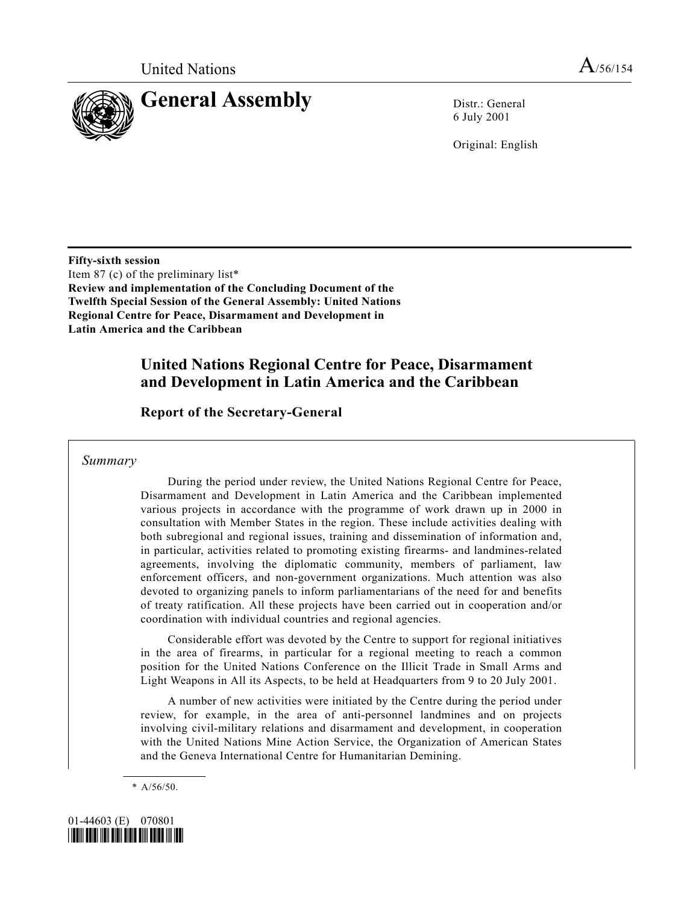United Nations A/56/154

# General Assembly

Distr.: General
6 July 2001

Original: English

**Fifty-sixth session**
Item 87 (c) of the preliminary list*
**Review and implementation of the Concluding Document of the Twelfth Special Session of the General Assembly: United Nations Regional Centre for Peace, Disarmament and Development in Latin America and the Caribbean**

## United Nations Regional Centre for Peace, Disarmament and Development in Latin America and the Caribbean

### Report of the Secretary-General

*Summary*

During the period under review, the United Nations Regional Centre for Peace, Disarmament and Development in Latin America and the Caribbean implemented various projects in accordance with the programme of work drawn up in 2000 in consultation with Member States in the region. These include activities dealing with both subregional and regional issues, training and dissemination of information and, in particular, activities related to promoting existing firearms- and landmines-related agreements, involving the diplomatic community, members of parliament, law enforcement officers, and non-government organizations. Much attention was also devoted to organizing panels to inform parliamentarians of the need for and benefits of treaty ratification. All these projects have been carried out in cooperation and/or coordination with individual countries and regional agencies.

Considerable effort was devoted by the Centre to support for regional initiatives in the area of firearms, in particular for a regional meeting to reach a common position for the United Nations Conference on the Illicit Trade in Small Arms and Light Weapons in All its Aspects, to be held at Headquarters from 9 to 20 July 2001.

A number of new activities were initiated by the Centre during the period under review, for example, in the area of anti-personnel landmines and on projects involving civil-military relations and disarmament and development, in cooperation with the United Nations Mine Action Service, the Organization of American States and the Geneva International Centre for Humanitarian Demining.

\* A/56/50.

01-44603 (E) 070801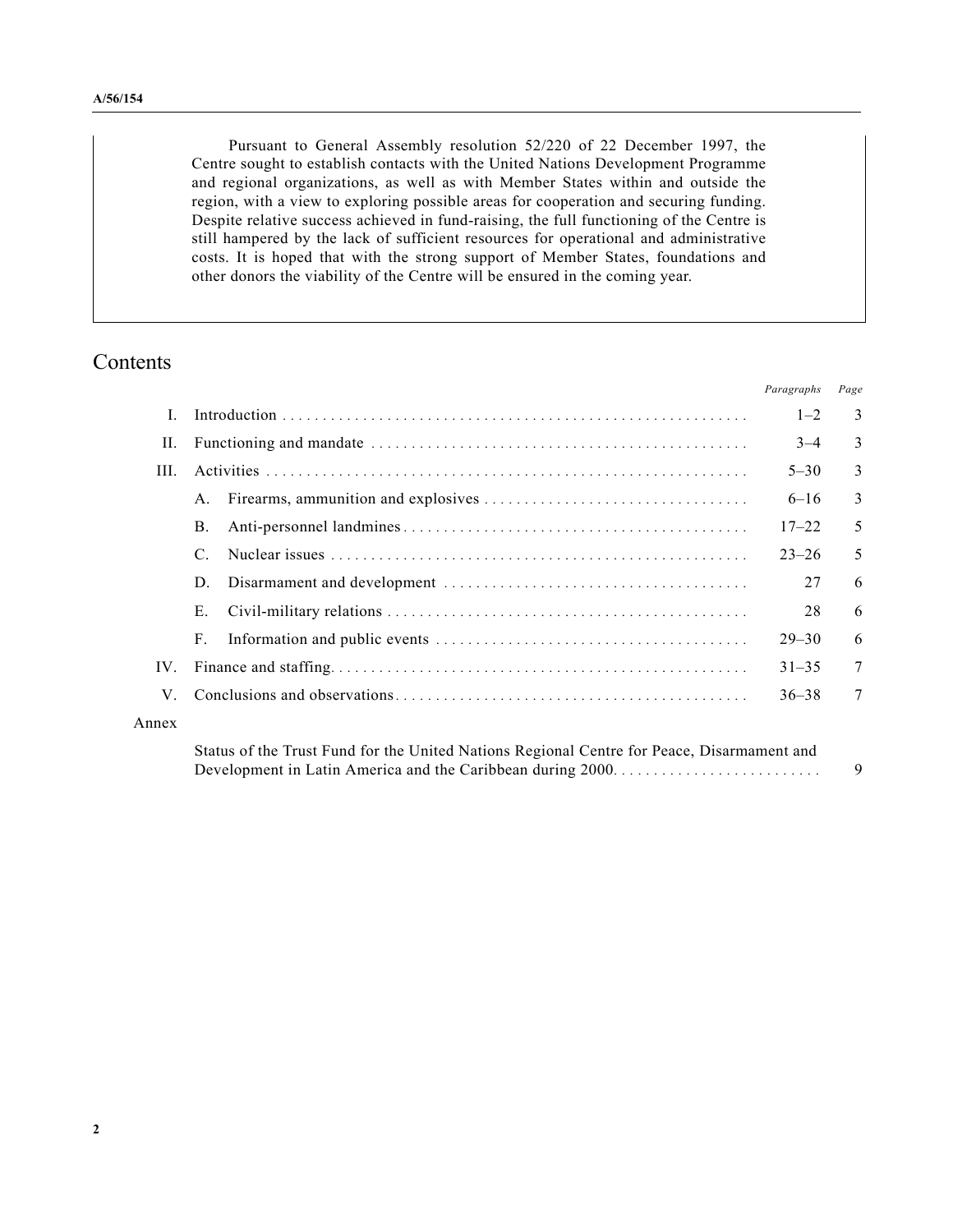Pursuant to General Assembly resolution 52/220 of 22 December 1997, the Centre sought to establish contacts with the United Nations Development Programme and regional organizations, as well as with Member States within and outside the region, with a view to exploring possible areas for cooperation and securing funding. Despite relative success achieved in fund-raising, the full functioning of the Centre is still hampered by the lack of sufficient resources for operational and administrative costs. It is hoped that with the strong support of Member States, foundations and other donors the viability of the Centre will be ensured in the coming year.

# Contents

| | | *Paragraphs* | *Page* |
|---|---|---|---|
| I. | Introduction | 1–2 | 3 |
| II. | Functioning and mandate | 3–4 | 3 |
| III. | Activities | 5–30 | 3 |
| | A. Firearms, ammunition and explosives | 6–16 | 3 |
| | B. Anti-personnel landmines | 17–22 | 5 |
| | C. Nuclear issues | 23–26 | 5 |
| | D. Disarmament and development | 27 | 6 |
| | E. Civil-military relations | 28 | 6 |
| | F. Information and public events | 29–30 | 6 |
| IV. | Finance and staffing | 31–35 | 7 |
| V. | Conclusions and observations | 36–38 | 7 |
| Annex | | | |
| | Status of the Trust Fund for the United Nations Regional Centre for Peace, Disarmament and Development in Latin America and the Caribbean during 2000 | | 9 |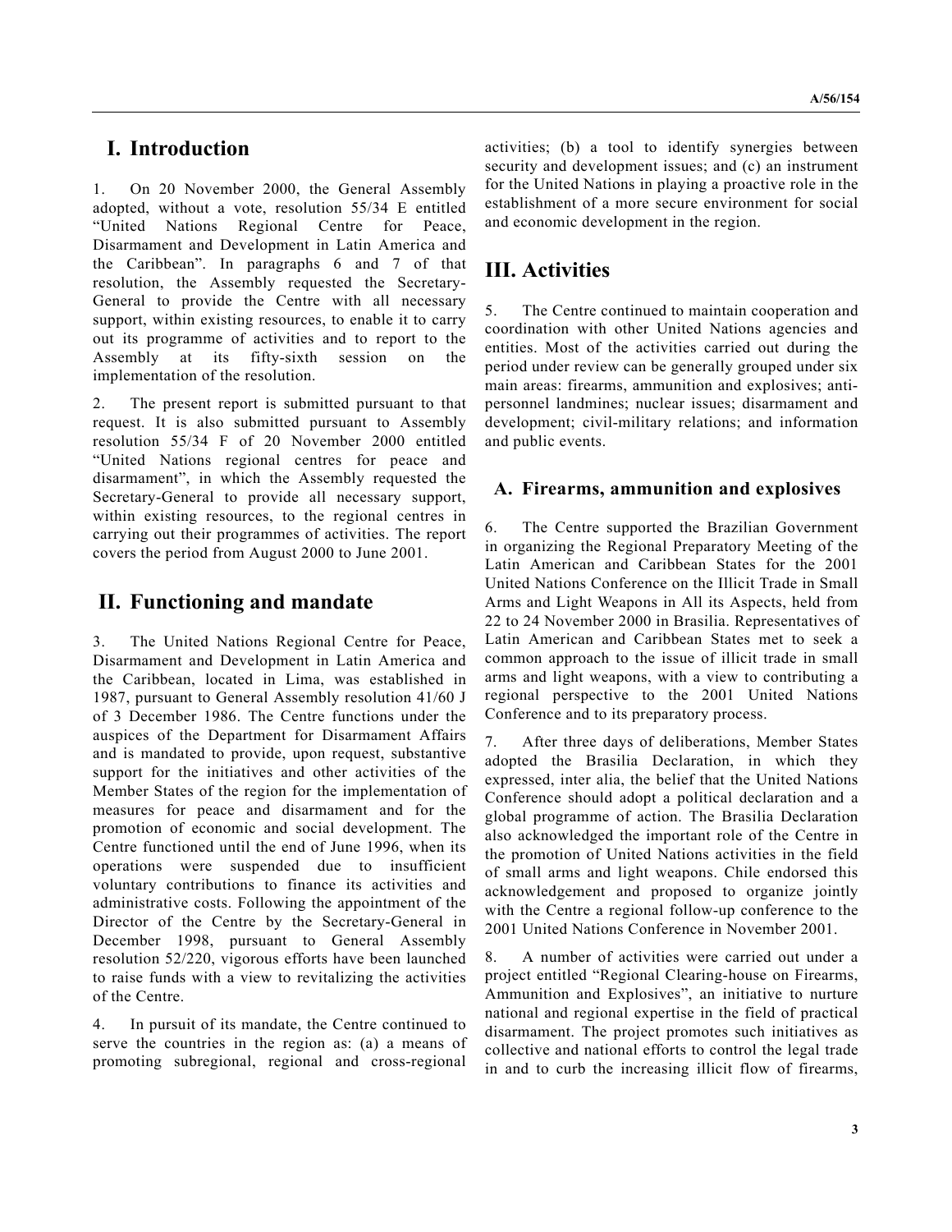# I. Introduction

1. On 20 November 2000, the General Assembly adopted, without a vote, resolution 55/34 E entitled "United Nations Regional Centre for Peace, Disarmament and Development in Latin America and the Caribbean". In paragraphs 6 and 7 of that resolution, the Assembly requested the Secretary-General to provide the Centre with all necessary support, within existing resources, to enable it to carry out its programme of activities and to report to the Assembly at its fifty-sixth session on the implementation of the resolution.

2. The present report is submitted pursuant to that request. It is also submitted pursuant to Assembly resolution 55/34 F of 20 November 2000 entitled "United Nations regional centres for peace and disarmament", in which the Assembly requested the Secretary-General to provide all necessary support, within existing resources, to the regional centres in carrying out their programmes of activities. The report covers the period from August 2000 to June 2001.

# II. Functioning and mandate

3. The United Nations Regional Centre for Peace, Disarmament and Development in Latin America and the Caribbean, located in Lima, was established in 1987, pursuant to General Assembly resolution 41/60 J of 3 December 1986. The Centre functions under the auspices of the Department for Disarmament Affairs and is mandated to provide, upon request, substantive support for the initiatives and other activities of the Member States of the region for the implementation of measures for peace and disarmament and for the promotion of economic and social development. The Centre functioned until the end of June 1996, when its operations were suspended due to insufficient voluntary contributions to finance its activities and administrative costs. Following the appointment of the Director of the Centre by the Secretary-General in December 1998, pursuant to General Assembly resolution 52/220, vigorous efforts have been launched to raise funds with a view to revitalizing the activities of the Centre.

4. In pursuit of its mandate, the Centre continued to serve the countries in the region as: (a) a means of promoting subregional, regional and cross-regional activities; (b) a tool to identify synergies between security and development issues; and (c) an instrument for the United Nations in playing a proactive role in the establishment of a more secure environment for social and economic development in the region.

# III. Activities

5. The Centre continued to maintain cooperation and coordination with other United Nations agencies and entities. Most of the activities carried out during the period under review can be generally grouped under six main areas: firearms, ammunition and explosives; anti-personnel landmines; nuclear issues; disarmament and development; civil-military relations; and information and public events.

## A. Firearms, ammunition and explosives

6. The Centre supported the Brazilian Government in organizing the Regional Preparatory Meeting of the Latin American and Caribbean States for the 2001 United Nations Conference on the Illicit Trade in Small Arms and Light Weapons in All its Aspects, held from 22 to 24 November 2000 in Brasilia. Representatives of Latin American and Caribbean States met to seek a common approach to the issue of illicit trade in small arms and light weapons, with a view to contributing a regional perspective to the 2001 United Nations Conference and to its preparatory process.

7. After three days of deliberations, Member States adopted the Brasilia Declaration, in which they expressed, inter alia, the belief that the United Nations Conference should adopt a political declaration and a global programme of action. The Brasilia Declaration also acknowledged the important role of the Centre in the promotion of United Nations activities in the field of small arms and light weapons. Chile endorsed this acknowledgement and proposed to organize jointly with the Centre a regional follow-up conference to the 2001 United Nations Conference in November 2001.

8. A number of activities were carried out under a project entitled "Regional Clearing-house on Firearms, Ammunition and Explosives", an initiative to nurture national and regional expertise in the field of practical disarmament. The project promotes such initiatives as collective and national efforts to control the legal trade in and to curb the increasing illicit flow of firearms,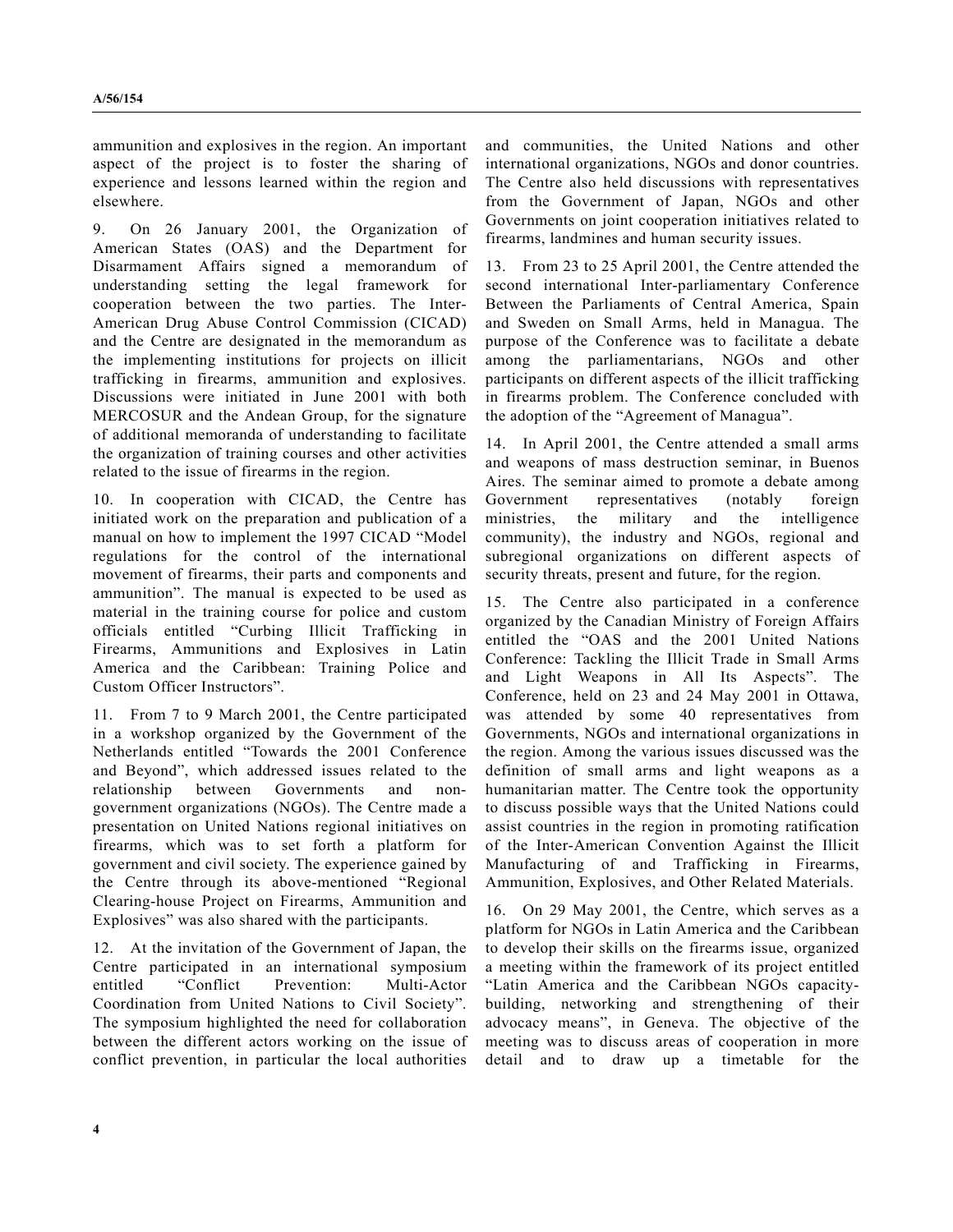ammunition and explosives in the region. An important aspect of the project is to foster the sharing of experience and lessons learned within the region and elsewhere.

9. On 26 January 2001, the Organization of American States (OAS) and the Department for Disarmament Affairs signed a memorandum of understanding setting the legal framework for cooperation between the two parties. The Inter-American Drug Abuse Control Commission (CICAD) and the Centre are designated in the memorandum as the implementing institutions for projects on illicit trafficking in firearms, ammunition and explosives. Discussions were initiated in June 2001 with both MERCOSUR and the Andean Group, for the signature of additional memoranda of understanding to facilitate the organization of training courses and other activities related to the issue of firearms in the region.

10. In cooperation with CICAD, the Centre has initiated work on the preparation and publication of a manual on how to implement the 1997 CICAD "Model regulations for the control of the international movement of firearms, their parts and components and ammunition". The manual is expected to be used as material in the training course for police and custom officials entitled "Curbing Illicit Trafficking in Firearms, Ammunitions and Explosives in Latin America and the Caribbean: Training Police and Custom Officer Instructors".

11. From 7 to 9 March 2001, the Centre participated in a workshop organized by the Government of the Netherlands entitled "Towards the 2001 Conference and Beyond", which addressed issues related to the relationship between Governments and non-government organizations (NGOs). The Centre made a presentation on United Nations regional initiatives on firearms, which was to set forth a platform for government and civil society. The experience gained by the Centre through its above-mentioned "Regional Clearing-house Project on Firearms, Ammunition and Explosives" was also shared with the participants.

12. At the invitation of the Government of Japan, the Centre participated in an international symposium entitled "Conflict Prevention: Multi-Actor Coordination from United Nations to Civil Society". The symposium highlighted the need for collaboration between the different actors working on the issue of conflict prevention, in particular the local authorities and communities, the United Nations and other international organizations, NGOs and donor countries. The Centre also held discussions with representatives from the Government of Japan, NGOs and other Governments on joint cooperation initiatives related to firearms, landmines and human security issues.

13. From 23 to 25 April 2001, the Centre attended the second international Inter-parliamentary Conference Between the Parliaments of Central America, Spain and Sweden on Small Arms, held in Managua. The purpose of the Conference was to facilitate a debate among the parliamentarians, NGOs and other participants on different aspects of the illicit trafficking in firearms problem. The Conference concluded with the adoption of the "Agreement of Managua".

14. In April 2001, the Centre attended a small arms and weapons of mass destruction seminar, in Buenos Aires. The seminar aimed to promote a debate among Government representatives (notably foreign ministries, the military and the intelligence community), the industry and NGOs, regional and subregional organizations on different aspects of security threats, present and future, for the region.

15. The Centre also participated in a conference organized by the Canadian Ministry of Foreign Affairs entitled the "OAS and the 2001 United Nations Conference: Tackling the Illicit Trade in Small Arms and Light Weapons in All Its Aspects". The Conference, held on 23 and 24 May 2001 in Ottawa, was attended by some 40 representatives from Governments, NGOs and international organizations in the region. Among the various issues discussed was the definition of small arms and light weapons as a humanitarian matter. The Centre took the opportunity to discuss possible ways that the United Nations could assist countries in the region in promoting ratification of the Inter-American Convention Against the Illicit Manufacturing of and Trafficking in Firearms, Ammunition, Explosives, and Other Related Materials.

16. On 29 May 2001, the Centre, which serves as a platform for NGOs in Latin America and the Caribbean to develop their skills on the firearms issue, organized a meeting within the framework of its project entitled "Latin America and the Caribbean NGOs capacity-building, networking and strengthening of their advocacy means", in Geneva. The objective of the meeting was to discuss areas of cooperation in more detail and to draw up a timetable for the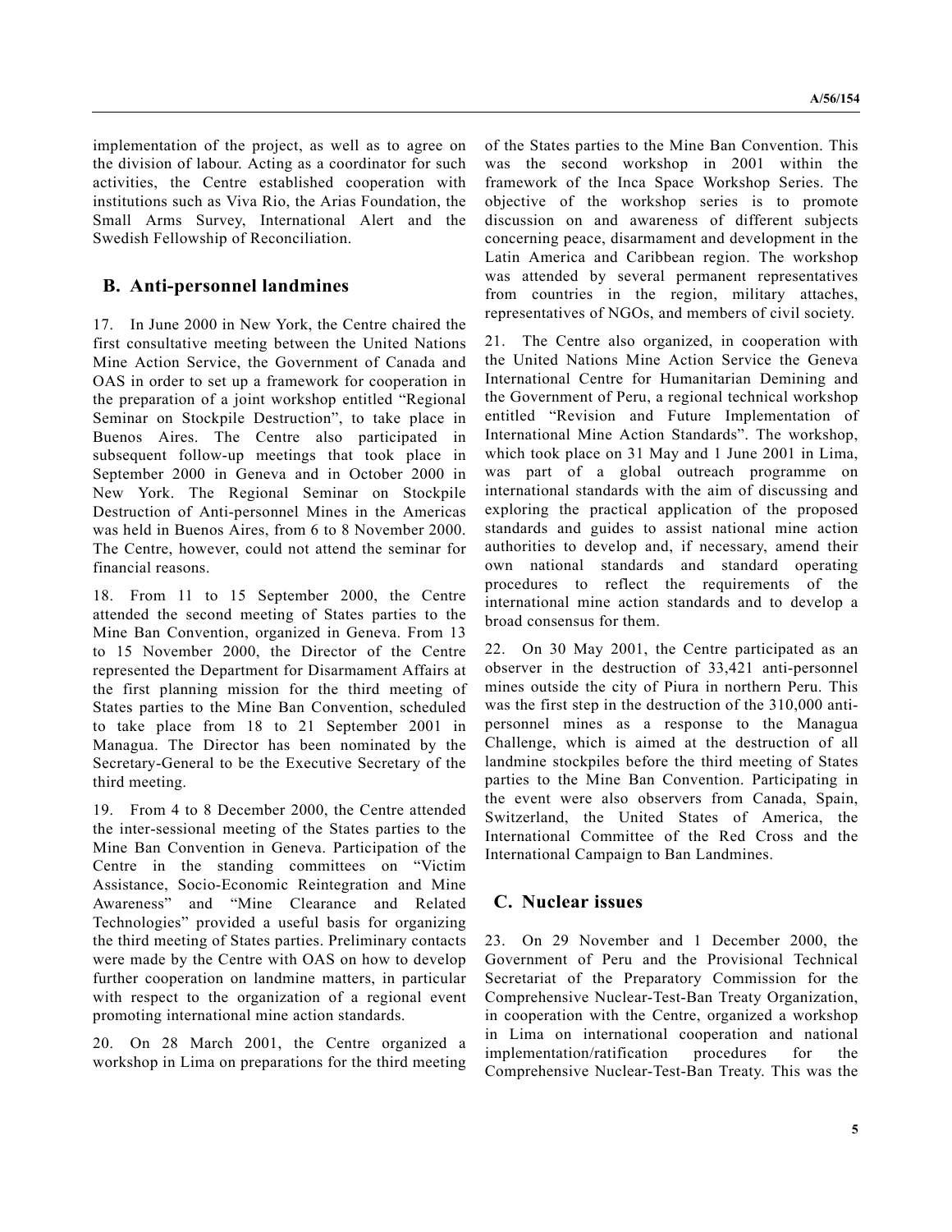implementation of the project, as well as to agree on the division of labour. Acting as a coordinator for such activities, the Centre established cooperation with institutions such as Viva Rio, the Arias Foundation, the Small Arms Survey, International Alert and the Swedish Fellowship of Reconciliation.

## B. Anti-personnel landmines

17. In June 2000 in New York, the Centre chaired the first consultative meeting between the United Nations Mine Action Service, the Government of Canada and OAS in order to set up a framework for cooperation in the preparation of a joint workshop entitled "Regional Seminar on Stockpile Destruction", to take place in Buenos Aires. The Centre also participated in subsequent follow-up meetings that took place in September 2000 in Geneva and in October 2000 in New York. The Regional Seminar on Stockpile Destruction of Anti-personnel Mines in the Americas was held in Buenos Aires, from 6 to 8 November 2000. The Centre, however, could not attend the seminar for financial reasons.

18. From 11 to 15 September 2000, the Centre attended the second meeting of States parties to the Mine Ban Convention, organized in Geneva. From 13 to 15 November 2000, the Director of the Centre represented the Department for Disarmament Affairs at the first planning mission for the third meeting of States parties to the Mine Ban Convention, scheduled to take place from 18 to 21 September 2001 in Managua. The Director has been nominated by the Secretary-General to be the Executive Secretary of the third meeting.

19. From 4 to 8 December 2000, the Centre attended the inter-sessional meeting of the States parties to the Mine Ban Convention in Geneva. Participation of the Centre in the standing committees on "Victim Assistance, Socio-Economic Reintegration and Mine Awareness" and "Mine Clearance and Related Technologies" provided a useful basis for organizing the third meeting of States parties. Preliminary contacts were made by the Centre with OAS on how to develop further cooperation on landmine matters, in particular with respect to the organization of a regional event promoting international mine action standards.

20. On 28 March 2001, the Centre organized a workshop in Lima on preparations for the third meeting of the States parties to the Mine Ban Convention. This was the second workshop in 2001 within the framework of the Inca Space Workshop Series. The objective of the workshop series is to promote discussion on and awareness of different subjects concerning peace, disarmament and development in the Latin America and Caribbean region. The workshop was attended by several permanent representatives from countries in the region, military attaches, representatives of NGOs, and members of civil society.

21. The Centre also organized, in cooperation with the United Nations Mine Action Service the Geneva International Centre for Humanitarian Demining and the Government of Peru, a regional technical workshop entitled "Revision and Future Implementation of International Mine Action Standards". The workshop, which took place on 31 May and 1 June 2001 in Lima, was part of a global outreach programme on international standards with the aim of discussing and exploring the practical application of the proposed standards and guides to assist national mine action authorities to develop and, if necessary, amend their own national standards and standard operating procedures to reflect the requirements of the international mine action standards and to develop a broad consensus for them.

22. On 30 May 2001, the Centre participated as an observer in the destruction of 33,421 anti-personnel mines outside the city of Piura in northern Peru. This was the first step in the destruction of the 310,000 anti-personnel mines as a response to the Managua Challenge, which is aimed at the destruction of all landmine stockpiles before the third meeting of States parties to the Mine Ban Convention. Participating in the event were also observers from Canada, Spain, Switzerland, the United States of America, the International Committee of the Red Cross and the International Campaign to Ban Landmines.

## C. Nuclear issues

23. On 29 November and 1 December 2000, the Government of Peru and the Provisional Technical Secretariat of the Preparatory Commission for the Comprehensive Nuclear-Test-Ban Treaty Organization, in cooperation with the Centre, organized a workshop in Lima on international cooperation and national implementation/ratification procedures for the Comprehensive Nuclear-Test-Ban Treaty. This was the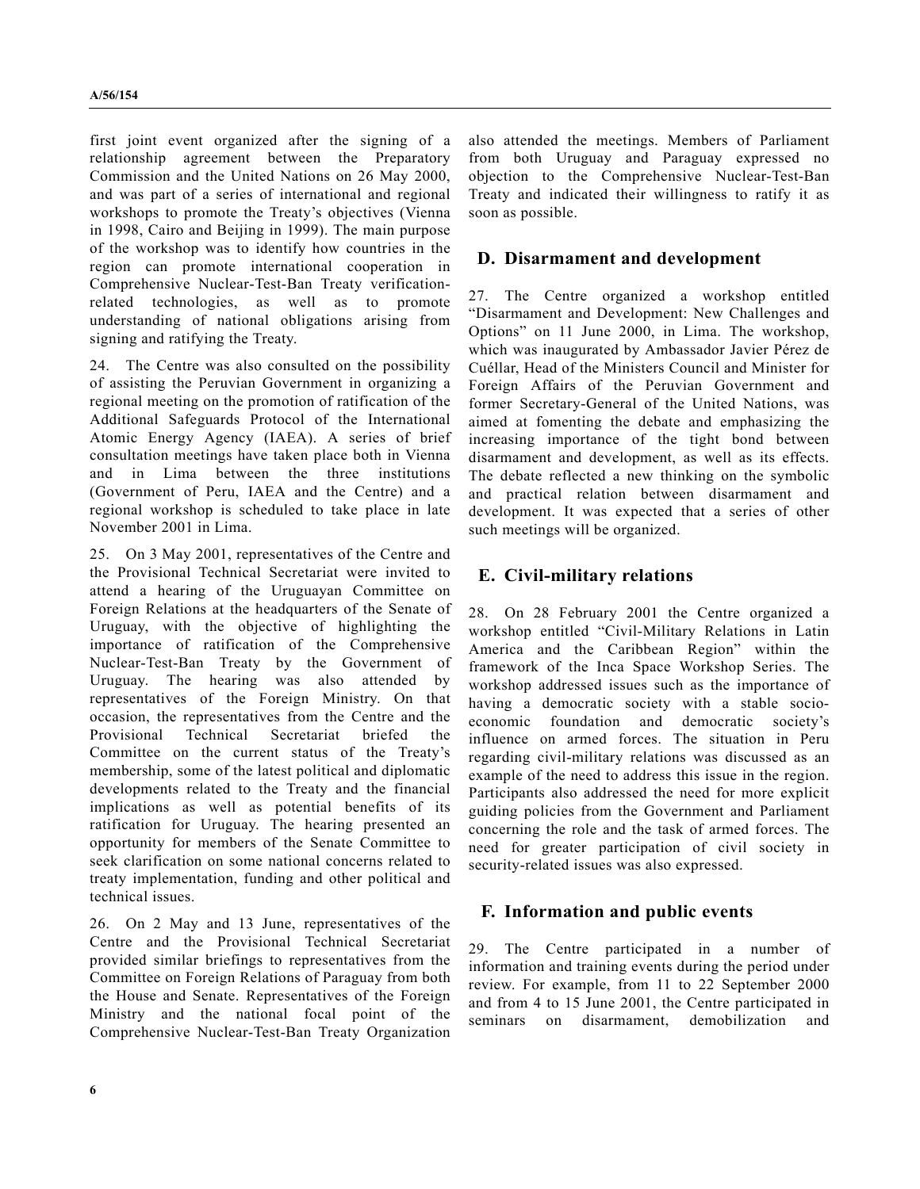first joint event organized after the signing of a relationship agreement between the Preparatory Commission and the United Nations on 26 May 2000, and was part of a series of international and regional workshops to promote the Treaty's objectives (Vienna in 1998, Cairo and Beijing in 1999). The main purpose of the workshop was to identify how countries in the region can promote international cooperation in Comprehensive Nuclear-Test-Ban Treaty verification-related technologies, as well as to promote understanding of national obligations arising from signing and ratifying the Treaty.

24. The Centre was also consulted on the possibility of assisting the Peruvian Government in organizing a regional meeting on the promotion of ratification of the Additional Safeguards Protocol of the International Atomic Energy Agency (IAEA). A series of brief consultation meetings have taken place both in Vienna and in Lima between the three institutions (Government of Peru, IAEA and the Centre) and a regional workshop is scheduled to take place in late November 2001 in Lima.

25. On 3 May 2001, representatives of the Centre and the Provisional Technical Secretariat were invited to attend a hearing of the Uruguayan Committee on Foreign Relations at the headquarters of the Senate of Uruguay, with the objective of highlighting the importance of ratification of the Comprehensive Nuclear-Test-Ban Treaty by the Government of Uruguay. The hearing was also attended by representatives of the Foreign Ministry. On that occasion, the representatives from the Centre and the Provisional Technical Secretariat briefed the Committee on the current status of the Treaty's membership, some of the latest political and diplomatic developments related to the Treaty and the financial implications as well as potential benefits of its ratification for Uruguay. The hearing presented an opportunity for members of the Senate Committee to seek clarification on some national concerns related to treaty implementation, funding and other political and technical issues.

26. On 2 May and 13 June, representatives of the Centre and the Provisional Technical Secretariat provided similar briefings to representatives from the Committee on Foreign Relations of Paraguay from both the House and Senate. Representatives of the Foreign Ministry and the national focal point of the Comprehensive Nuclear-Test-Ban Treaty Organization also attended the meetings. Members of Parliament from both Uruguay and Paraguay expressed no objection to the Comprehensive Nuclear-Test-Ban Treaty and indicated their willingness to ratify it as soon as possible.

## D. Disarmament and development

27. The Centre organized a workshop entitled "Disarmament and Development: New Challenges and Options" on 11 June 2000, in Lima. The workshop, which was inaugurated by Ambassador Javier Pérez de Cuéllar, Head of the Ministers Council and Minister for Foreign Affairs of the Peruvian Government and former Secretary-General of the United Nations, was aimed at fomenting the debate and emphasizing the increasing importance of the tight bond between disarmament and development, as well as its effects. The debate reflected a new thinking on the symbolic and practical relation between disarmament and development. It was expected that a series of other such meetings will be organized.

## E. Civil-military relations

28. On 28 February 2001 the Centre organized a workshop entitled "Civil-Military Relations in Latin America and the Caribbean Region" within the framework of the Inca Space Workshop Series. The workshop addressed issues such as the importance of having a democratic society with a stable socio-economic foundation and democratic society's influence on armed forces. The situation in Peru regarding civil-military relations was discussed as an example of the need to address this issue in the region. Participants also addressed the need for more explicit guiding policies from the Government and Parliament concerning the role and the task of armed forces. The need for greater participation of civil society in security-related issues was also expressed.

## F. Information and public events

29. The Centre participated in a number of information and training events during the period under review. For example, from 11 to 22 September 2000 and from 4 to 15 June 2001, the Centre participated in seminars on disarmament, demobilization and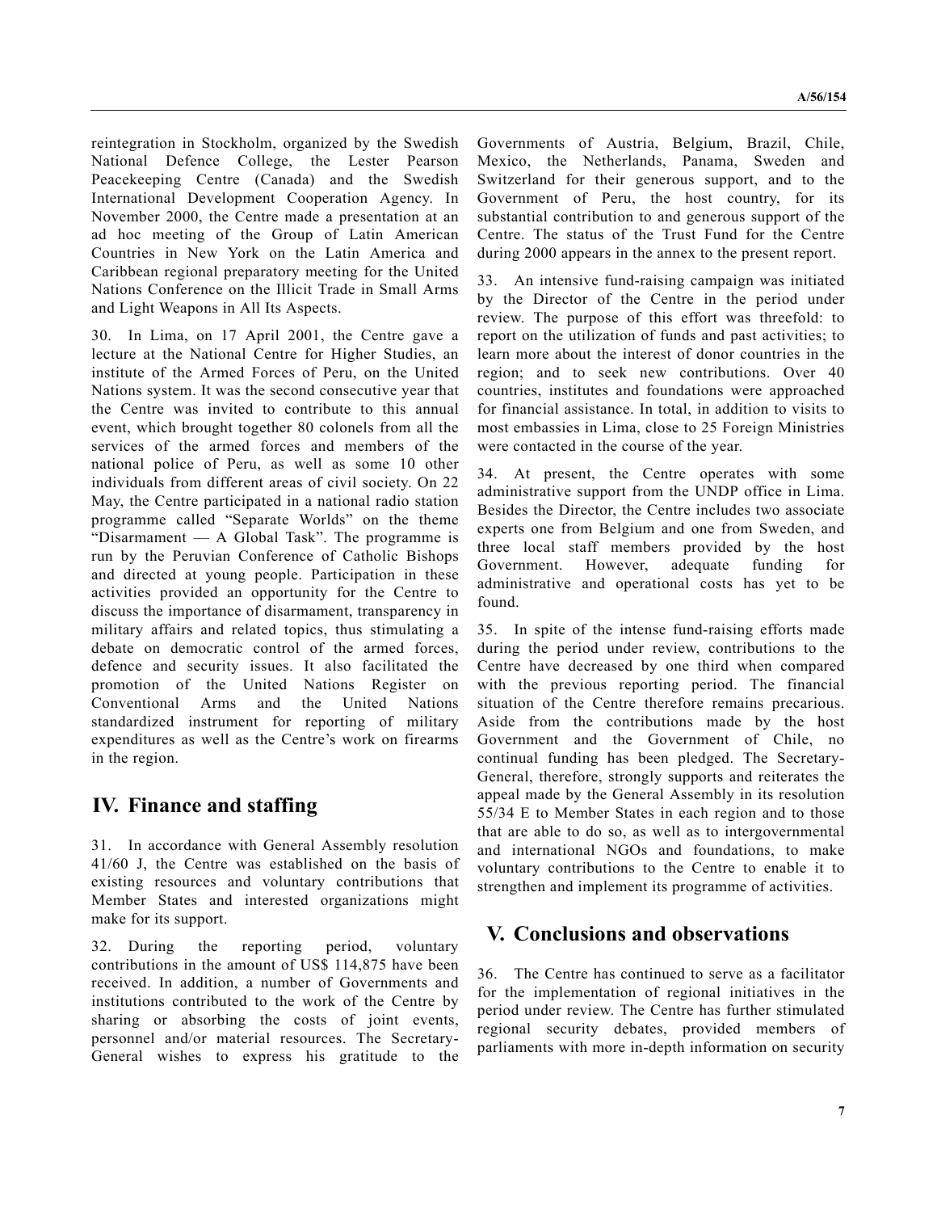reintegration in Stockholm, organized by the Swedish National Defence College, the Lester Pearson Peacekeeping Centre (Canada) and the Swedish International Development Cooperation Agency. In November 2000, the Centre made a presentation at an ad hoc meeting of the Group of Latin American Countries in New York on the Latin America and Caribbean regional preparatory meeting for the United Nations Conference on the Illicit Trade in Small Arms and Light Weapons in All Its Aspects.

30. In Lima, on 17 April 2001, the Centre gave a lecture at the National Centre for Higher Studies, an institute of the Armed Forces of Peru, on the United Nations system. It was the second consecutive year that the Centre was invited to contribute to this annual event, which brought together 80 colonels from all the services of the armed forces and members of the national police of Peru, as well as some 10 other individuals from different areas of civil society. On 22 May, the Centre participated in a national radio station programme called "Separate Worlds" on the theme "Disarmament — A Global Task". The programme is run by the Peruvian Conference of Catholic Bishops and directed at young people. Participation in these activities provided an opportunity for the Centre to discuss the importance of disarmament, transparency in military affairs and related topics, thus stimulating a debate on democratic control of the armed forces, defence and security issues. It also facilitated the promotion of the United Nations Register on Conventional Arms and the United Nations standardized instrument for reporting of military expenditures as well as the Centre's work on firearms in the region.

## IV. Finance and staffing

31. In accordance with General Assembly resolution 41/60 J, the Centre was established on the basis of existing resources and voluntary contributions that Member States and interested organizations might make for its support.

32. During the reporting period, voluntary contributions in the amount of US$ 114,875 have been received. In addition, a number of Governments and institutions contributed to the work of the Centre by sharing or absorbing the costs of joint events, personnel and/or material resources. The Secretary-General wishes to express his gratitude to the Governments of Austria, Belgium, Brazil, Chile, Mexico, the Netherlands, Panama, Sweden and Switzerland for their generous support, and to the Government of Peru, the host country, for its substantial contribution to and generous support of the Centre. The status of the Trust Fund for the Centre during 2000 appears in the annex to the present report.

33. An intensive fund-raising campaign was initiated by the Director of the Centre in the period under review. The purpose of this effort was threefold: to report on the utilization of funds and past activities; to learn more about the interest of donor countries in the region; and to seek new contributions. Over 40 countries, institutes and foundations were approached for financial assistance. In total, in addition to visits to most embassies in Lima, close to 25 Foreign Ministries were contacted in the course of the year.

34. At present, the Centre operates with some administrative support from the UNDP office in Lima. Besides the Director, the Centre includes two associate experts one from Belgium and one from Sweden, and three local staff members provided by the host Government. However, adequate funding for administrative and operational costs has yet to be found.

35. In spite of the intense fund-raising efforts made during the period under review, contributions to the Centre have decreased by one third when compared with the previous reporting period. The financial situation of the Centre therefore remains precarious. Aside from the contributions made by the host Government and the Government of Chile, no continual funding has been pledged. The Secretary-General, therefore, strongly supports and reiterates the appeal made by the General Assembly in its resolution 55/34 E to Member States in each region and to those that are able to do so, as well as to intergovernmental and international NGOs and foundations, to make voluntary contributions to the Centre to enable it to strengthen and implement its programme of activities.

## V. Conclusions and observations

36. The Centre has continued to serve as a facilitator for the implementation of regional initiatives in the period under review. The Centre has further stimulated regional security debates, provided members of parliaments with more in-depth information on security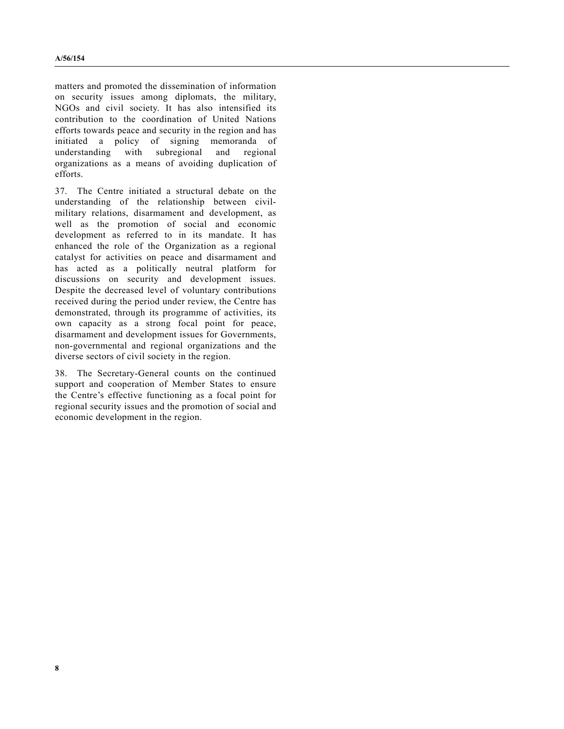matters and promoted the dissemination of information on security issues among diplomats, the military, NGOs and civil society. It has also intensified its contribution to the coordination of United Nations efforts towards peace and security in the region and has initiated a policy of signing memoranda of understanding with subregional and regional organizations as a means of avoiding duplication of efforts.

37. The Centre initiated a structural debate on the understanding of the relationship between civil-military relations, disarmament and development, as well as the promotion of social and economic development as referred to in its mandate. It has enhanced the role of the Organization as a regional catalyst for activities on peace and disarmament and has acted as a politically neutral platform for discussions on security and development issues. Despite the decreased level of voluntary contributions received during the period under review, the Centre has demonstrated, through its programme of activities, its own capacity as a strong focal point for peace, disarmament and development issues for Governments, non-governmental and regional organizations and the diverse sectors of civil society in the region.

38. The Secretary-General counts on the continued support and cooperation of Member States to ensure the Centre's effective functioning as a focal point for regional security issues and the promotion of social and economic development in the region.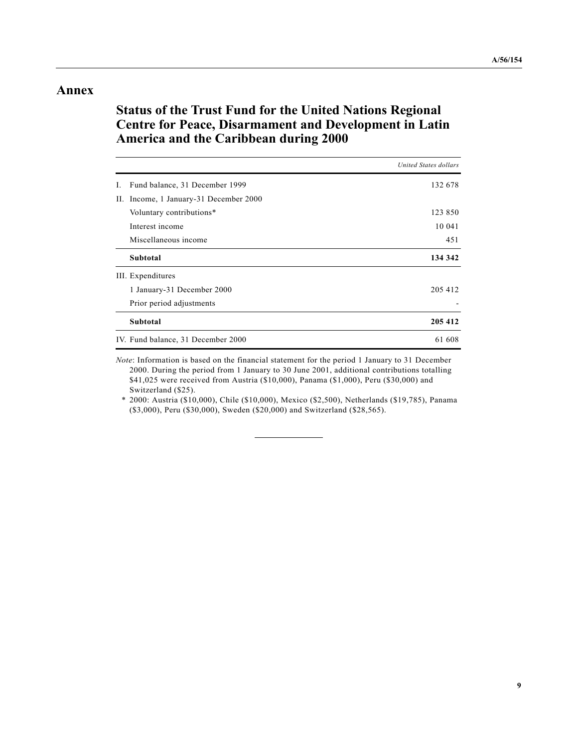# Annex

## Status of the Trust Fund for the United Nations Regional Centre for Peace, Disarmament and Development in Latin America and the Caribbean during 2000

| | *United States dollars* |
|---|---|
| I. Fund balance, 31 December 1999 | 132 678 |
| II. Income, 1 January-31 December 2000 | |
| Voluntary contributions* | 123 850 |
| Interest income | 10 041 |
| Miscellaneous income | 451 |
| **Subtotal** | **134 342** |
| III. Expenditures | |
| 1 January-31 December 2000 | 205 412 |
| Prior period adjustments | - |
| **Subtotal** | **205 412** |
| IV. Fund balance, 31 December 2000 | 61 608 |

*Note*: Information is based on the financial statement for the period 1 January to 31 December 2000. During the period from 1 January to 30 June 2001, additional contributions totalling $41,025 were received from Austria ($10,000), Panama ($1,000), Peru ($30,000) and Switzerland ($25).

\* 2000: Austria ($10,000), Chile ($10,000), Mexico ($2,500), Netherlands ($19,785), Panama ($3,000), Peru ($30,000), Sweden ($20,000) and Switzerland ($28,565).